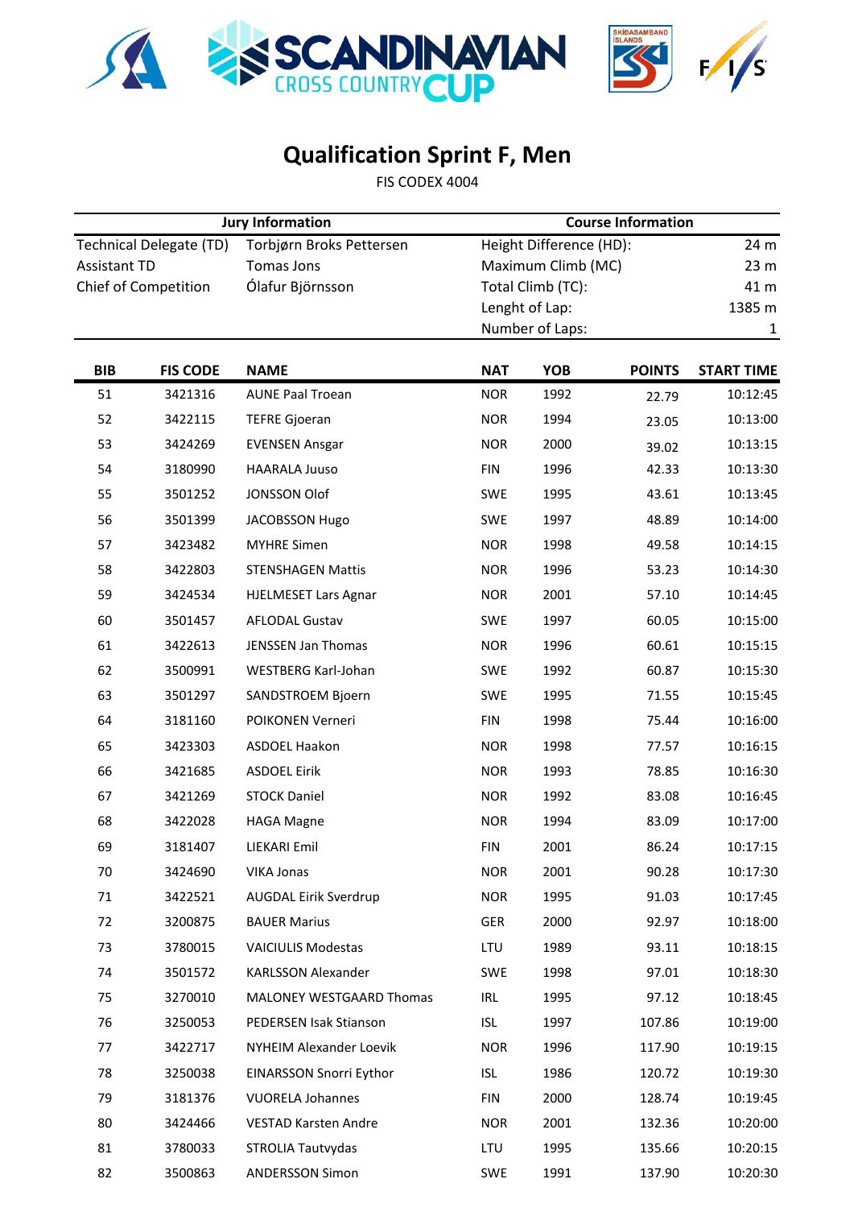# Qualification Sprint F, Men

FIS CODEX 4004

| Jury Information | | Course Information | |
|---|---|---|---|
| Technical Delegate (TD) | Torbjørn Broks Pettersen | Height Difference (HD): | 24 m |
| Assistant TD | Tomas Jons | Maximum Climb (MC) | 23 m |
| Chief of Competition | Ólafur Björnsson | Total Climb (TC): | 41 m |
| | | Lenght of Lap: | 1385 m |
| | | Number of Laps: | 1 |

| BIB | FIS CODE | NAME | NAT | YOB | POINTS | START TIME |
|---|---|---|---|---|---|---|
| 51 | 3421316 | AUNE Paal Troean | NOR | 1992 | 22.79 | 10:12:45 |
| 52 | 3422115 | TEFRE Gjoeran | NOR | 1994 | 23.05 | 10:13:00 |
| 53 | 3424269 | EVENSEN Ansgar | NOR | 2000 | 39.02 | 10:13:15 |
| 54 | 3180990 | HAARALA Juuso | FIN | 1996 | 42.33 | 10:13:30 |
| 55 | 3501252 | JONSSON Olof | SWE | 1995 | 43.61 | 10:13:45 |
| 56 | 3501399 | JACOBSSON Hugo | SWE | 1997 | 48.89 | 10:14:00 |
| 57 | 3423482 | MYHRE Simen | NOR | 1998 | 49.58 | 10:14:15 |
| 58 | 3422803 | STENSHAGEN Mattis | NOR | 1996 | 53.23 | 10:14:30 |
| 59 | 3424534 | HJELMESET Lars Agnar | NOR | 2001 | 57.10 | 10:14:45 |
| 60 | 3501457 | AFLODAL Gustav | SWE | 1997 | 60.05 | 10:15:00 |
| 61 | 3422613 | JENSSEN Jan Thomas | NOR | 1996 | 60.61 | 10:15:15 |
| 62 | 3500991 | WESTBERG Karl-Johan | SWE | 1992 | 60.87 | 10:15:30 |
| 63 | 3501297 | SANDSTROEM Bjoern | SWE | 1995 | 71.55 | 10:15:45 |
| 64 | 3181160 | POIKONEN Verneri | FIN | 1998 | 75.44 | 10:16:00 |
| 65 | 3423303 | ASDOEL Haakon | NOR | 1998 | 77.57 | 10:16:15 |
| 66 | 3421685 | ASDOEL Eirik | NOR | 1993 | 78.85 | 10:16:30 |
| 67 | 3421269 | STOCK Daniel | NOR | 1992 | 83.08 | 10:16:45 |
| 68 | 3422028 | HAGA Magne | NOR | 1994 | 83.09 | 10:17:00 |
| 69 | 3181407 | LIEKARI Emil | FIN | 2001 | 86.24 | 10:17:15 |
| 70 | 3424690 | VIKA Jonas | NOR | 2001 | 90.28 | 10:17:30 |
| 71 | 3422521 | AUGDAL Eirik Sverdrup | NOR | 1995 | 91.03 | 10:17:45 |
| 72 | 3200875 | BAUER Marius | GER | 2000 | 92.97 | 10:18:00 |
| 73 | 3780015 | VAICIULIS Modestas | LTU | 1989 | 93.11 | 10:18:15 |
| 74 | 3501572 | KARLSSON Alexander | SWE | 1998 | 97.01 | 10:18:30 |
| 75 | 3270010 | MALONEY WESTGAARD Thomas | IRL | 1995 | 97.12 | 10:18:45 |
| 76 | 3250053 | PEDERSEN Isak Stianson | ISL | 1997 | 107.86 | 10:19:00 |
| 77 | 3422717 | NYHEIM Alexander Loevik | NOR | 1996 | 117.90 | 10:19:15 |
| 78 | 3250038 | EINARSSON Snorri Eythor | ISL | 1986 | 120.72 | 10:19:30 |
| 79 | 3181376 | VUORELA Johannes | FIN | 2000 | 128.74 | 10:19:45 |
| 80 | 3424466 | VESTAD Karsten Andre | NOR | 2001 | 132.36 | 10:20:00 |
| 81 | 3780033 | STROLIA Tautvydas | LTU | 1995 | 135.66 | 10:20:15 |
| 82 | 3500863 | ANDERSSON Simon | SWE | 1991 | 137.90 | 10:20:30 |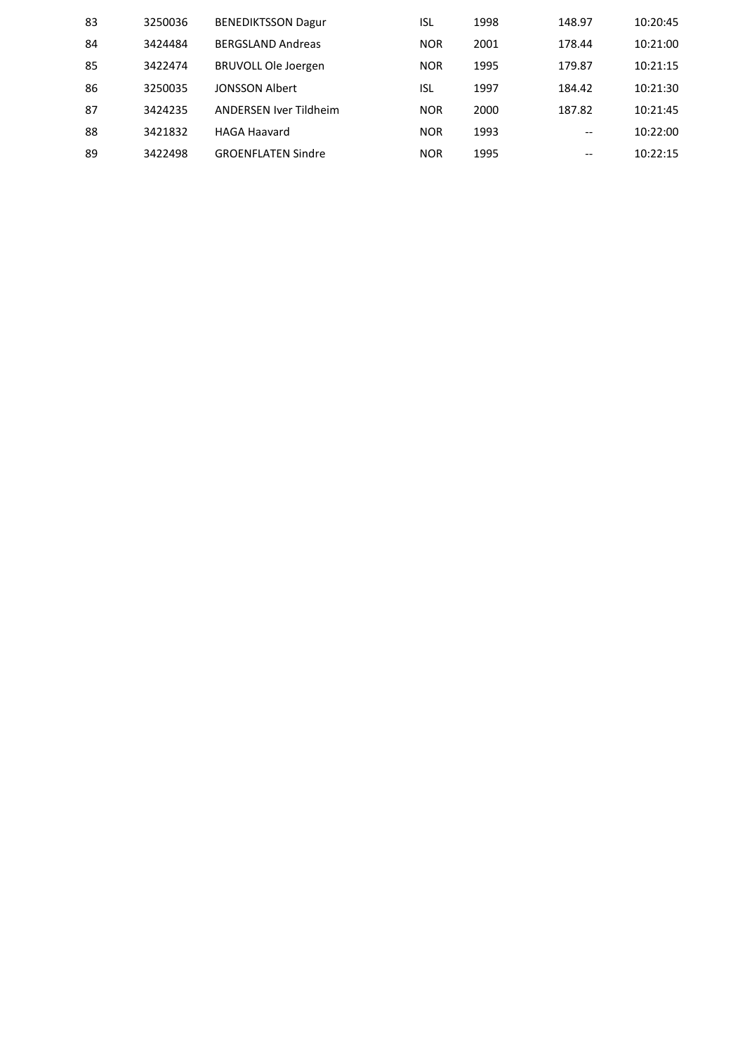| | | | | | | |
|---|---|---|---|---|---|---|
| 83 | 3250036 | BENEDIKTSSON Dagur | ISL | 1998 | 148.97 | 10:20:45 |
| 84 | 3424484 | BERGSLAND Andreas | NOR | 2001 | 178.44 | 10:21:00 |
| 85 | 3422474 | BRUVOLL Ole Joergen | NOR | 1995 | 179.87 | 10:21:15 |
| 86 | 3250035 | JONSSON Albert | ISL | 1997 | 184.42 | 10:21:30 |
| 87 | 3424235 | ANDERSEN Iver Tildheim | NOR | 2000 | 187.82 | 10:21:45 |
| 88 | 3421832 | HAGA Haavard | NOR | 1993 | -- | 10:22:00 |
| 89 | 3422498 | GROENFLATEN Sindre | NOR | 1995 | -- | 10:22:15 |